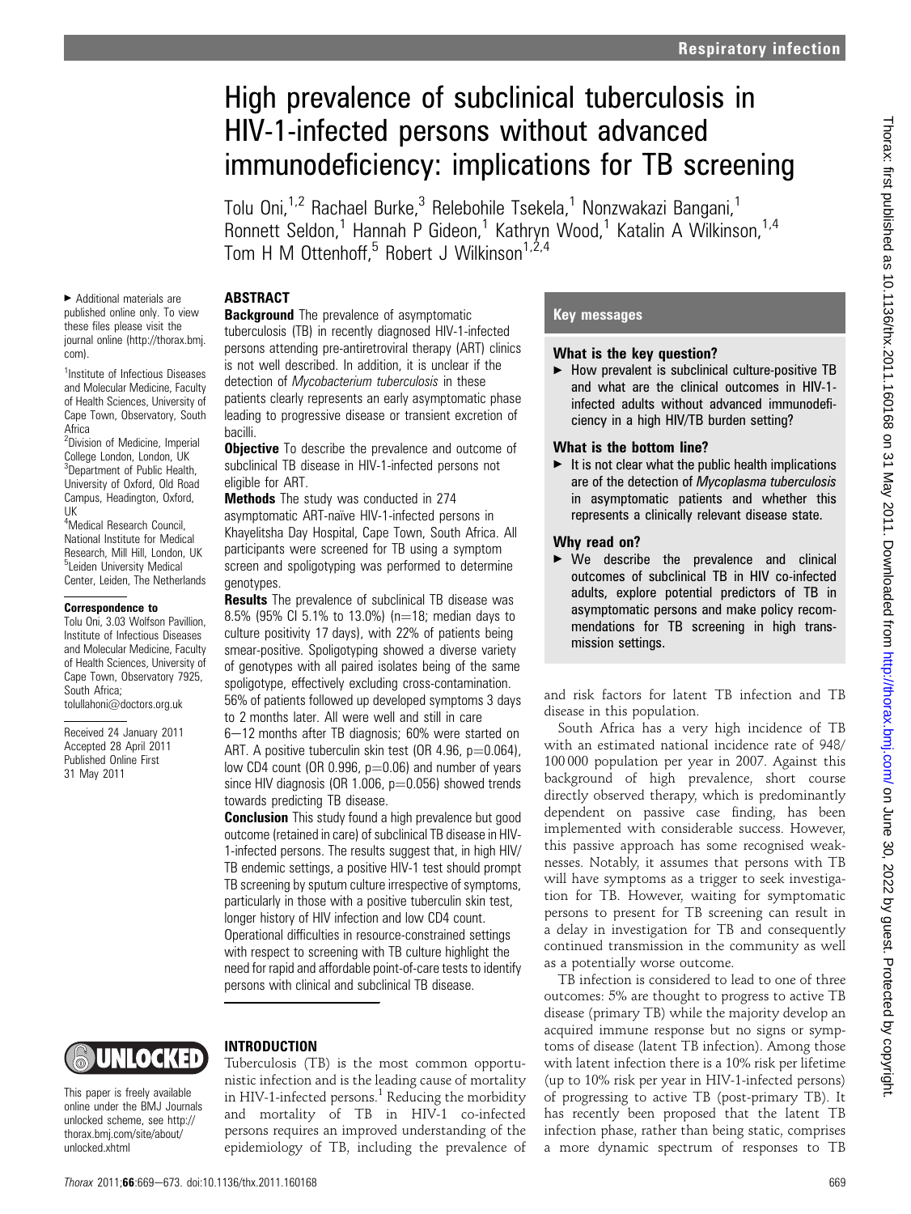# High prevalence of subclinical tuberculosis in HIV-1-infected persons without advanced immunodeficiency: implications for TB screening

Tolu Oni,[1,2] Rachael Burke,[3] Relebohile Tsekela,[1] Nonzwakazi Bangani,[1] Ronnett Seldon,[1] Hannah P Gideon,[1] Kathryn Wood,[1] Katalin A Wilkinson,[1,4] Tom H M Ottenhoff,[5] Robert J Wilkinson[1,2,4]

► Additional materials are published online only. To view these files please visit the journal online (http://thorax.bmj.com).

[1]Institute of Infectious Diseases and Molecular Medicine, Faculty of Health Sciences, University of Cape Town, Observatory, South Africa
[2]Division of Medicine, Imperial College London, London, UK
[3]Department of Public Health, University of Oxford, Old Road Campus, Headington, Oxford, UK
[4]Medical Research Council, National Institute for Medical Research, Mill Hill, London, UK
[5]Leiden University Medical Center, Leiden, The Netherlands

**Correspondence to**
Tolu Oni, 3.03 Wolfson Pavillion, Institute of Infectious Diseases and Molecular Medicine, Faculty of Health Sciences, University of Cape Town, Observatory 7925, South Africa; tolullahoni@doctors.org.uk

Received 24 January 2011
Accepted 28 April 2011
Published Online First
31 May 2011

## ABSTRACT

**Background** The prevalence of asymptomatic tuberculosis (TB) in recently diagnosed HIV-1-infected persons attending pre-antiretroviral therapy (ART) clinics is not well described. In addition, it is unclear if the detection of *Mycobacterium tuberculosis* in these patients clearly represents an early asymptomatic phase leading to progressive disease or transient excretion of bacilli.

**Objective** To describe the prevalence and outcome of subclinical TB disease in HIV-1-infected persons not eligible for ART.

**Methods** The study was conducted in 274 asymptomatic ART-naïve HIV-1-infected persons in Khayelitsha Day Hospital, Cape Town, South Africa. All participants were screened for TB using a symptom screen and spoligotyping was performed to determine genotypes.

**Results** The prevalence of subclinical TB disease was 8.5% (95% CI 5.1% to 13.0%) (n=18; median days to culture positivity 17 days), with 22% of patients being smear-positive. Spoligotyping showed a diverse variety of genotypes with all paired isolates being of the same spoligotype, effectively excluding cross-contamination. 56% of patients followed up developed symptoms 3 days to 2 months later. All were well and still in care 6–12 months after TB diagnosis; 60% were started on ART. A positive tuberculin skin test (OR 4.96, p=0.064), low CD4 count (OR 0.996, p=0.06) and number of years since HIV diagnosis (OR 1.006, p=0.056) showed trends towards predicting TB disease.

**Conclusion** This study found a high prevalence but good outcome (retained in care) of subclinical TB disease in HIV-1-infected persons. The results suggest that, in high HIV/TB endemic settings, a positive HIV-1 test should prompt TB screening by sputum culture irrespective of symptoms, particularly in those with a positive tuberculin skin test, longer history of HIV infection and low CD4 count. Operational difficulties in resource-constrained settings with respect to screening with TB culture highlight the need for rapid and affordable point-of-care tests to identify persons with clinical and subclinical TB disease.

## Key messages

### What is the key question?

► How prevalent is subclinical culture-positive TB and what are the clinical outcomes in HIV-1-infected adults without advanced immunodeficiency in a high HIV/TB burden setting?

### What is the bottom line?

► It is not clear what the public health implications are of the detection of *Mycoplasma tuberculosis* in asymptomatic patients and whether this represents a clinically relevant disease state.

### Why read on?

► We describe the prevalence and clinical outcomes of subclinical TB in HIV co-infected adults, explore potential predictors of TB in asymptomatic persons and make policy recommendations for TB screening in high transmission settings.

This paper is freely available online under the BMJ Journals unlocked scheme, see http://thorax.bmj.com/site/about/unlocked.xhtml

## INTRODUCTION

Tuberculosis (TB) is the most common opportunistic infection and is the leading cause of mortality in HIV-1-infected persons.[1] Reducing the morbidity and mortality of TB in HIV-1 co-infected persons requires an improved understanding of the epidemiology of TB, including the prevalence of and risk factors for latent TB infection and TB disease in this population.

South Africa has a very high incidence of TB with an estimated national incidence rate of 948/100 000 population per year in 2007. Against this background of high prevalence, short course directly observed therapy, which is predominantly dependent on passive case finding, has been implemented with considerable success. However, this passive approach has some recognised weaknesses. Notably, it assumes that persons with TB will have symptoms as a trigger to seek investigation for TB. However, waiting for symptomatic persons to present for TB screening can result in a delay in investigation for TB and consequently continued transmission in the community as well as a potentially worse outcome.

TB infection is considered to lead to one of three outcomes: 5% are thought to progress to active TB disease (primary TB) while the majority develop an acquired immune response but no signs or symptoms of disease (latent TB infection). Among those with latent infection there is a 10% risk per lifetime (up to 10% risk per year in HIV-1-infected persons) of progressing to active TB (post-primary TB). It has recently been proposed that the latent TB infection phase, rather than being static, comprises a more dynamic spectrum of responses to TB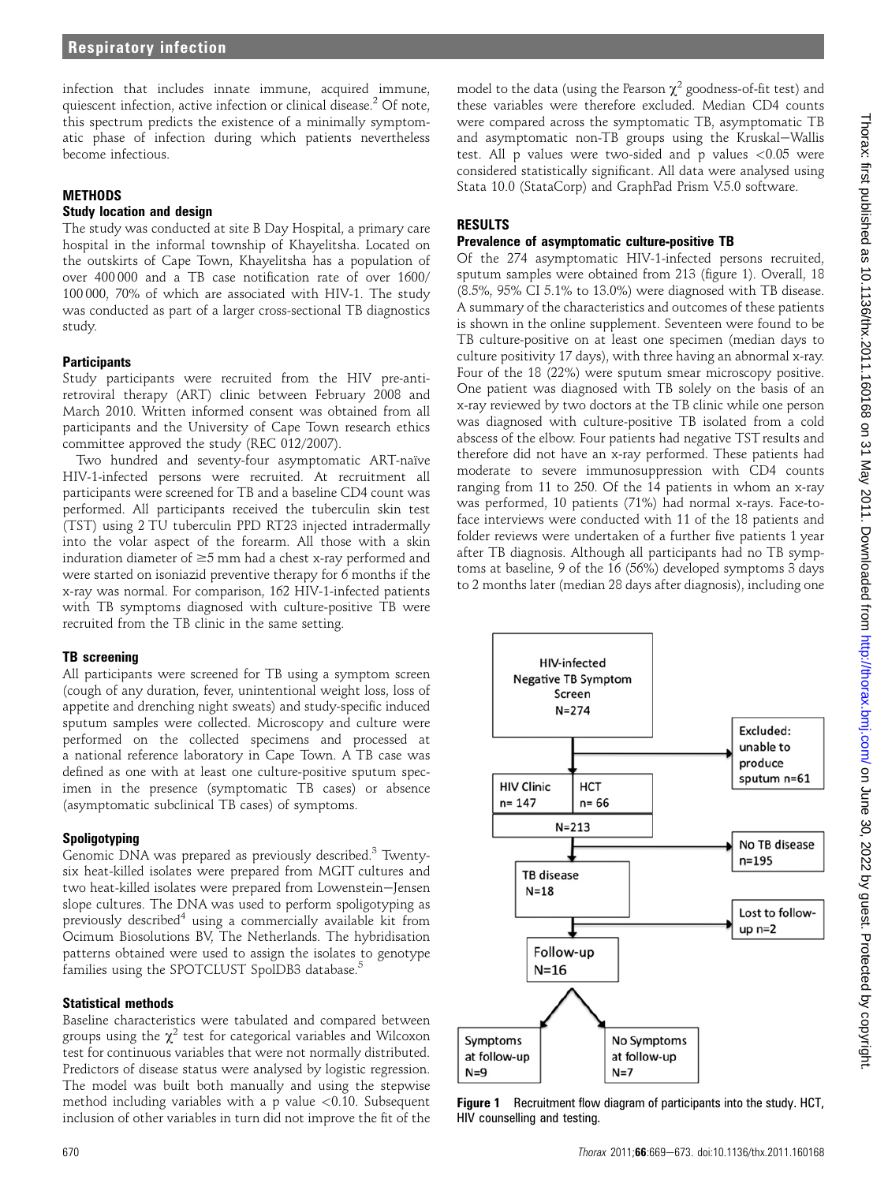infection that includes innate immune, acquired immune, quiescent infection, active infection or clinical disease.[2] Of note, this spectrum predicts the existence of a minimally symptomatic phase of infection during which patients nevertheless become infectious.

## METHODS

### Study location and design

The study was conducted at site B Day Hospital, a primary care hospital in the informal township of Khayelitsha. Located on the outskirts of Cape Town, Khayelitsha has a population of over 400 000 and a TB case notification rate of over 1600/100 000, 70% of which are associated with HIV-1. The study was conducted as part of a larger cross-sectional TB diagnostics study.

### Participants

Study participants were recruited from the HIV pre-antiretroviral therapy (ART) clinic between February 2008 and March 2010. Written informed consent was obtained from all participants and the University of Cape Town research ethics committee approved the study (REC 012/2007).

Two hundred and seventy-four asymptomatic ART-naïve HIV-1-infected persons were recruited. At recruitment all participants were screened for TB and a baseline CD4 count was performed. All participants received the tuberculin skin test (TST) using 2 TU tuberculin PPD RT23 injected intradermally into the volar aspect of the forearm. All those with a skin induration diameter of ≥5 mm had a chest x-ray performed and were started on isoniazid preventive therapy for 6 months if the x-ray was normal. For comparison, 162 HIV-1-infected patients with TB symptoms diagnosed with culture-positive TB were recruited from the TB clinic in the same setting.

### TB screening

All participants were screened for TB using a symptom screen (cough of any duration, fever, unintentional weight loss, loss of appetite and drenching night sweats) and study-specific induced sputum samples were collected. Microscopy and culture were performed on the collected specimens and processed at a national reference laboratory in Cape Town. A TB case was defined as one with at least one culture-positive sputum specimen in the presence (symptomatic TB cases) or absence (asymptomatic subclinical TB cases) of symptoms.

### Spoligotyping

Genomic DNA was prepared as previously described.[3] Twenty-six heat-killed isolates were prepared from MGIT cultures and two heat-killed isolates were prepared from Lowenstein–Jensen slope cultures. The DNA was used to perform spoligotyping as previously described[4] using a commercially available kit from Ocimum Biosolutions BV, The Netherlands. The hybridisation patterns obtained were used to assign the isolates to genotype families using the SPOTCLUST SpolDB3 database.[5]

### Statistical methods

Baseline characteristics were tabulated and compared between groups using the $\chi^2$ test for categorical variables and Wilcoxon test for continuous variables that were not normally distributed. Predictors of disease status were analysed by logistic regression. The model was built both manually and using the stepwise method including variables with a p value <0.10. Subsequent inclusion of other variables in turn did not improve the fit of the model to the data (using the Pearson $\chi^2$ goodness-of-fit test) and these variables were therefore excluded. Median CD4 counts were compared across the symptomatic TB, asymptomatic TB and asymptomatic non-TB groups using the Kruskal–Wallis test. All p values were two-sided and p values <0.05 were considered statistically significant. All data were analysed using Stata 10.0 (StataCorp) and GraphPad Prism V.5.0 software.

## RESULTS

### Prevalence of asymptomatic culture-positive TB

Of the 274 asymptomatic HIV-1-infected persons recruited, sputum samples were obtained from 213 (figure 1). Overall, 18 (8.5%, 95% CI 5.1% to 13.0%) were diagnosed with TB disease. A summary of the characteristics and outcomes of these patients is shown in the online supplement. Seventeen were found to be TB culture-positive on at least one specimen (median days to culture positivity 17 days), with three having an abnormal x-ray. Four of the 18 (22%) were sputum smear microscopy positive. One patient was diagnosed with TB solely on the basis of an x-ray reviewed by two doctors at the TB clinic while one person was diagnosed with culture-positive TB isolated from a cold abscess of the elbow. Four patients had negative TST results and therefore did not have an x-ray performed. These patients had moderate to severe immunosuppression with CD4 counts ranging from 11 to 250. Of the 14 patients in whom an x-ray was performed, 10 patients (71%) had normal x-rays. Face-to-face interviews were conducted with 11 of the 18 patients and folder reviews were undertaken of a further five patients 1 year after TB diagnosis. Although all participants had no TB symptoms at baseline, 9 of the 16 (56%) developed symptoms 3 days to 2 months later (median 28 days after diagnosis), including one

HIV-infected Negative TB Symptom Screen N=274 → Excluded: unable to produce sputum n=61 → HIV Clinic n= 147 | HCT n= 66 → N=213 → No TB disease n=195 → TB disease N=18 → Lost to follow-up n=2 → Follow-up N=16 → Symptoms at follow-up N=9 | No Symptoms at follow-up N=7

**Figure 1** Recruitment flow diagram of participants into the study. HCT, HIV counselling and testing.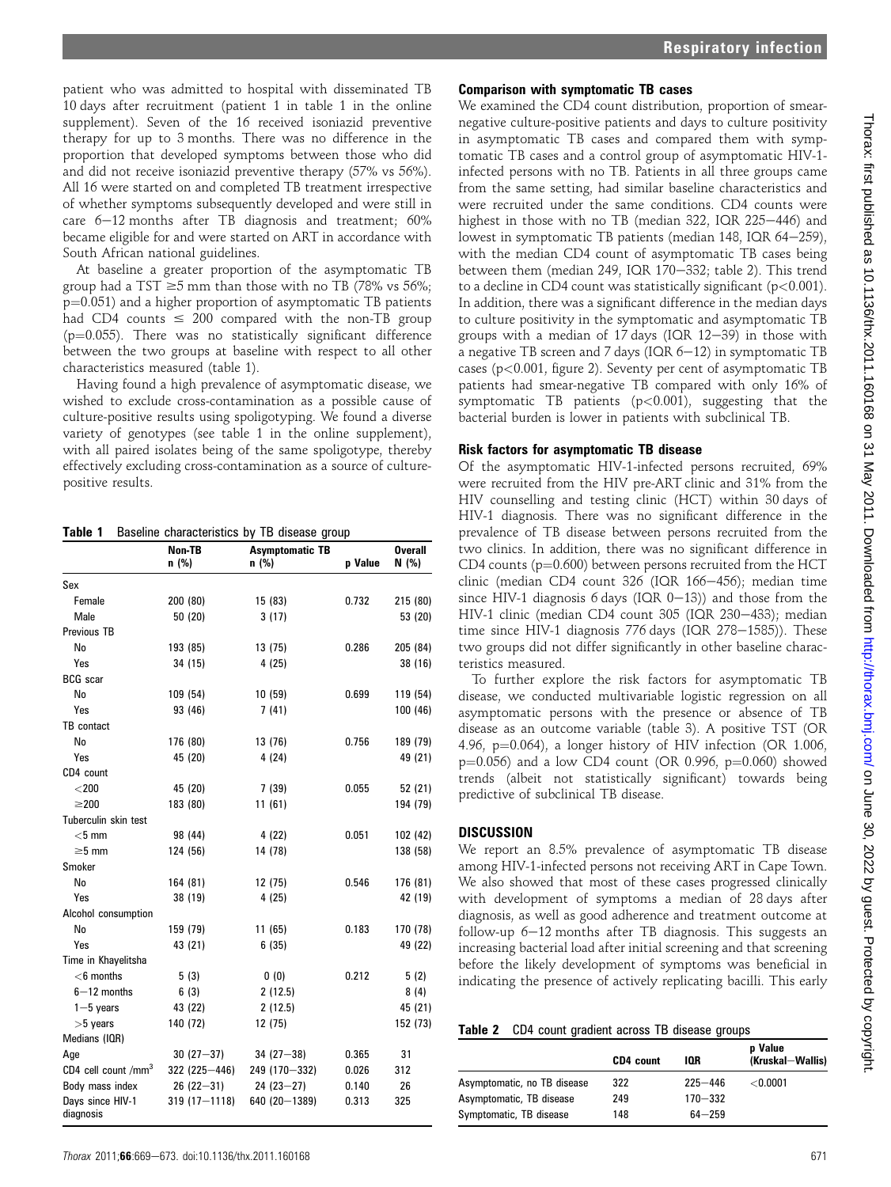patient who was admitted to hospital with disseminated TB 10 days after recruitment (patient 1 in table 1 in the online supplement). Seven of the 16 received isoniazid preventive therapy for up to 3 months. There was no difference in the proportion that developed symptoms between those who did and did not receive isoniazid preventive therapy (57% vs 56%). All 16 were started on and completed TB treatment irrespective of whether symptoms subsequently developed and were still in care 6−12 months after TB diagnosis and treatment; 60% became eligible for and were started on ART in accordance with South African national guidelines.

At baseline a greater proportion of the asymptomatic TB group had a TST ≥5 mm than those with no TB (78% vs 56%; p=0.051) and a higher proportion of asymptomatic TB patients had CD4 counts ≤ 200 compared with the non-TB group (p=0.055). There was no statistically significant difference between the two groups at baseline with respect to all other characteristics measured (table 1).

Having found a high prevalence of asymptomatic disease, we wished to exclude cross-contamination as a possible cause of culture-positive results using spoligotyping. We found a diverse variety of genotypes (see table 1 in the online supplement), with all paired isolates being of the same spoligotype, thereby effectively excluding cross-contamination as a source of culture-positive results.

**Table 1** Baseline characteristics by TB disease group

| | Non-TB n (%) | Asymptomatic TB n (%) | p Value | Overall N (%) |
|---|---|---|---|---|
| Sex | | | | |
| Female | 200 (80) | 15 (83) | 0.732 | 215 (80) |
| Male | 50 (20) | 3 (17) | | 53 (20) |
| Previous TB | | | | |
| No | 193 (85) | 13 (75) | 0.286 | 205 (84) |
| Yes | 34 (15) | 4 (25) | | 38 (16) |
| BCG scar | | | | |
| No | 109 (54) | 10 (59) | 0.699 | 119 (54) |
| Yes | 93 (46) | 7 (41) | | 100 (46) |
| TB contact | | | | |
| No | 176 (80) | 13 (76) | 0.756 | 189 (79) |
| Yes | 45 (20) | 4 (24) | | 49 (21) |
| CD4 count | | | | |
| <200 | 45 (20) | 7 (39) | 0.055 | 52 (21) |
| ≥200 | 183 (80) | 11 (61) | | 194 (79) |
| Tuberculin skin test | | | | |
| <5 mm | 98 (44) | 4 (22) | 0.051 | 102 (42) |
| ≥5 mm | 124 (56) | 14 (78) | | 138 (58) |
| Smoker | | | | |
| No | 164 (81) | 12 (75) | 0.546 | 176 (81) |
| Yes | 38 (19) | 4 (25) | | 42 (19) |
| Alcohol consumption | | | | |
| No | 159 (79) | 11 (65) | 0.183 | 170 (78) |
| Yes | 43 (21) | 6 (35) | | 49 (22) |
| Time in Khayelitsha | | | | |
| <6 months | 5 (3) | 0 (0) | 0.212 | 5 (2) |
| 6−12 months | 6 (3) | 2 (12.5) | | 8 (4) |
| 1−5 years | 43 (22) | 2 (12.5) | | 45 (21) |
| >5 years | 140 (72) | 12 (75) | | 152 (73) |
| Medians (IQR) | | | | |
| Age | 30 (27−37) | 34 (27−38) | 0.365 | 31 |
| CD4 cell count /mm$^3$ | 322 (225−446) | 249 (170−332) | 0.026 | 312 |
| Body mass index | 26 (22−31) | 24 (23−27) | 0.140 | 26 |
| Days since HIV-1 diagnosis | 319 (17−1118) | 640 (20−1389) | 0.313 | 325 |

### Comparison with symptomatic TB cases

We examined the CD4 count distribution, proportion of smear-negative culture-positive patients and days to culture positivity in asymptomatic TB cases and compared them with symptomatic TB cases and a control group of asymptomatic HIV-1-infected persons with no TB. Patients in all three groups came from the same setting, had similar baseline characteristics and were recruited under the same conditions. CD4 counts were highest in those with no TB (median 322, IQR 225−446) and lowest in symptomatic TB patients (median 148, IQR 64−259), with the median CD4 count of asymptomatic TB cases being between them (median 249, IQR 170−332; table 2). This trend to a decline in CD4 count was statistically significant (p<0.001). In addition, there was a significant difference in the median days to culture positivity in the symptomatic and asymptomatic TB groups with a median of 17 days (IQR 12−39) in those with a negative TB screen and 7 days (IQR 6−12) in symptomatic TB cases (p<0.001, figure 2). Seventy per cent of asymptomatic TB patients had smear-negative TB compared with only 16% of symptomatic TB patients (p<0.001), suggesting that the bacterial burden is lower in patients with subclinical TB.

### Risk factors for asymptomatic TB disease

Of the asymptomatic HIV-1-infected persons recruited, 69% were recruited from the HIV pre-ART clinic and 31% from the HIV counselling and testing clinic (HCT) within 30 days of HIV-1 diagnosis. There was no significant difference in the prevalence of TB disease between persons recruited from the two clinics. In addition, there was no significant difference in CD4 counts (p=0.600) between persons recruited from the HCT clinic (median CD4 count 326 (IQR 166−456); median time since HIV-1 diagnosis 6 days (IQR 0−13)) and those from the HIV-1 clinic (median CD4 count 305 (IQR 230−433); median time since HIV-1 diagnosis 776 days (IQR 278−1585)). These two groups did not differ significantly in other baseline characteristics measured.

To further explore the risk factors for asymptomatic TB disease, we conducted multivariable logistic regression on all asymptomatic persons with the presence or absence of TB disease as an outcome variable (table 3). A positive TST (OR 4.96, p=0.064), a longer history of HIV infection (OR 1.006, p=0.056) and a low CD4 count (OR 0.996, p=0.060) showed trends (albeit not statistically significant) towards being predictive of subclinical TB disease.

## DISCUSSION

We report an 8.5% prevalence of asymptomatic TB disease among HIV-1-infected persons not receiving ART in Cape Town. We also showed that most of these cases progressed clinically with development of symptoms a median of 28 days after diagnosis, as well as good adherence and treatment outcome at follow-up 6−12 months after TB diagnosis. This suggests an increasing bacterial load after initial screening and that screening before the likely development of symptoms was beneficial in indicating the presence of actively replicating bacilli. This early

**Table 2** CD4 count gradient across TB disease groups

| | CD4 count | IQR | p Value (Kruskal−Wallis) |
|---|---|---|---|
| Asymptomatic, no TB disease | 322 | 225−446 | <0.0001 |
| Asymptomatic, TB disease | 249 | 170−332 | |
| Symptomatic, TB disease | 148 | 64−259 | |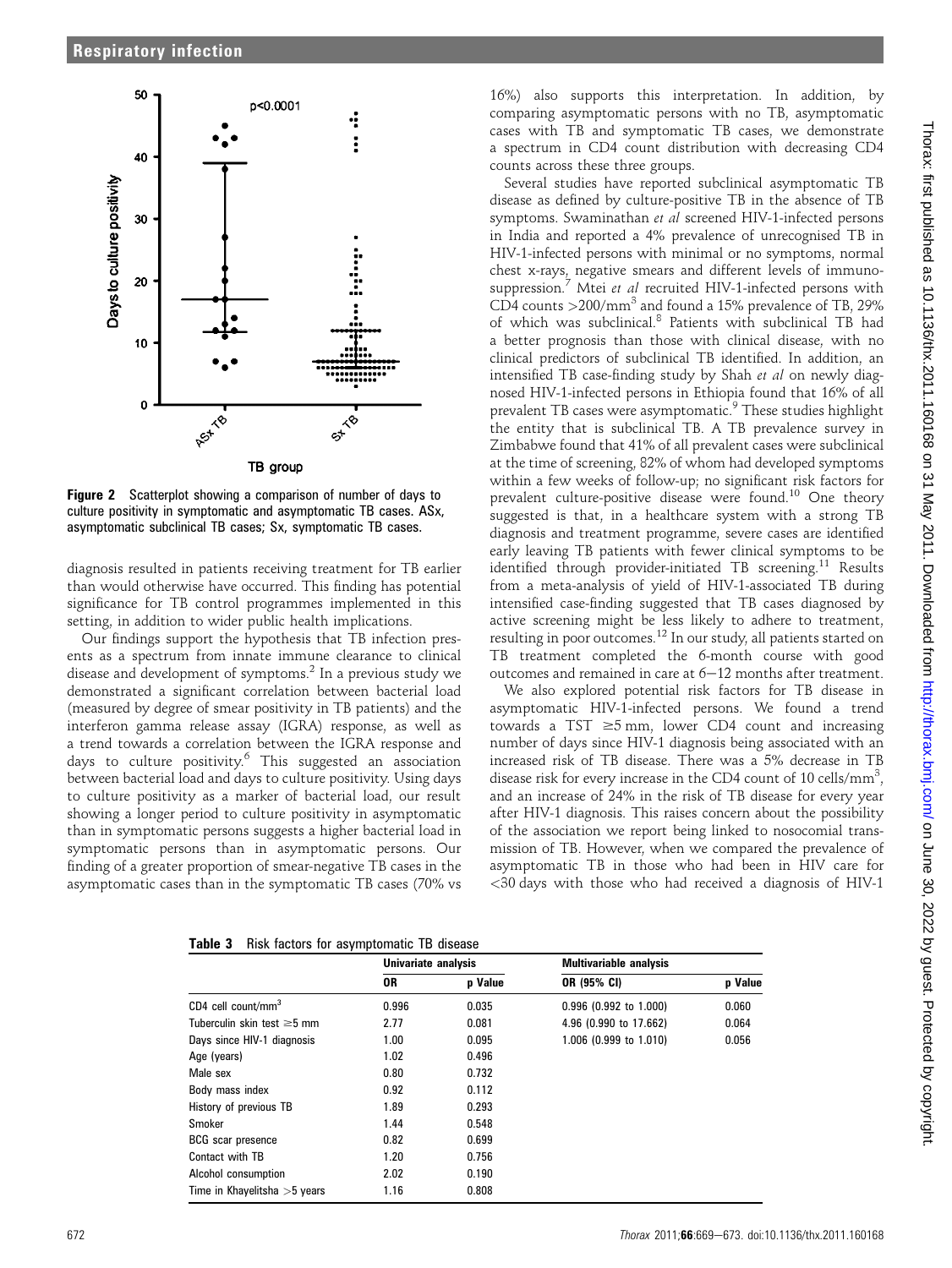**Figure 2** Scatterplot showing a comparison of number of days to culture positivity in symptomatic and asymptomatic TB cases. ASx, asymptomatic subclinical TB cases; Sx, symptomatic TB cases.

diagnosis resulted in patients receiving treatment for TB earlier than would otherwise have occurred. This finding has potential significance for TB control programmes implemented in this setting, in addition to wider public health implications.

Our findings support the hypothesis that TB infection presents as a spectrum from innate immune clearance to clinical disease and development of symptoms.[2] In a previous study we demonstrated a significant correlation between bacterial load (measured by degree of smear positivity in TB patients) and the interferon gamma release assay (IGRA) response, as well as a trend towards a correlation between the IGRA response and days to culture positivity.[6] This suggested an association between bacterial load and days to culture positivity. Using days to culture positivity as a marker of bacterial load, our result showing a longer period to culture positivity in asymptomatic than in symptomatic persons suggests a higher bacterial load in symptomatic persons than in asymptomatic persons. Our finding of a greater proportion of smear-negative TB cases in the asymptomatic cases than in the symptomatic TB cases (70% vs 16%) also supports this interpretation. In addition, by comparing asymptomatic persons with no TB, asymptomatic cases with TB and symptomatic TB cases, we demonstrate a spectrum in CD4 count distribution with decreasing CD4 counts across these three groups.

Several studies have reported subclinical asymptomatic TB disease as defined by culture-positive TB in the absence of TB symptoms. Swaminathan *et al* screened HIV-1-infected persons in India and reported a 4% prevalence of unrecognised TB in HIV-1-infected persons with minimal or no symptoms, normal chest x-rays, negative smears and different levels of immunosuppression.[7] Mtei *et al* recruited HIV-1-infected persons with CD4 counts $>200/\text{mm}^3$ and found a 15% prevalence of TB, 29% of which was subclinical.[8] Patients with subclinical TB had a better prognosis than those with clinical disease, with no clinical predictors of subclinical TB identified. In addition, an intensified TB case-finding study by Shah *et al* on newly diagnosed HIV-1-infected persons in Ethiopia found that 16% of all prevalent TB cases were asymptomatic.[9] These studies highlight the entity that is subclinical TB. A TB prevalence survey in Zimbabwe found that 41% of all prevalent cases were subclinical at the time of screening, 82% of whom had developed symptoms within a few weeks of follow-up; no significant risk factors for prevalent culture-positive disease were found.[10] One theory suggested is that, in a healthcare system with a strong TB diagnosis and treatment programme, severe cases are identified early leaving TB patients with fewer clinical symptoms to be identified through provider-initiated TB screening.[11] Results from a meta-analysis of yield of HIV-1-associated TB during intensified case-finding suggested that TB cases diagnosed by active screening might be less likely to adhere to treatment, resulting in poor outcomes.[12] In our study, all patients started on TB treatment completed the 6-month course with good outcomes and remained in care at 6–12 months after treatment.

We also explored potential risk factors for TB disease in asymptomatic HIV-1-infected persons. We found a trend towards a TST ≥5 mm, lower CD4 count and increasing number of days since HIV-1 diagnosis being associated with an increased risk of TB disease. There was a 5% decrease in TB disease risk for every increase in the CD4 count of 10 cells/mm$^3$, and an increase of 24% in the risk of TB disease for every year after HIV-1 diagnosis. This raises concern about the possibility of the association we report being linked to nosocomial transmission of TB. However, when we compared the prevalence of asymptomatic TB in those who had been in HIV care for <30 days with those who had received a diagnosis of HIV-1

**Table 3** Risk factors for asymptomatic TB disease

| | Univariate analysis | | Multivariable analysis | |
|---|---|---|---|---|
| | OR | p Value | OR (95% CI) | p Value |
| CD4 cell count/mm$^3$ | 0.996 | 0.035 | 0.996 (0.992 to 1.000) | 0.060 |
| Tuberculin skin test ≥5 mm | 2.77 | 0.081 | 4.96 (0.990 to 17.662) | 0.064 |
| Days since HIV-1 diagnosis | 1.00 | 0.095 | 1.006 (0.999 to 1.010) | 0.056 |
| Age (years) | 1.02 | 0.496 | | |
| Male sex | 0.80 | 0.732 | | |
| Body mass index | 0.92 | 0.112 | | |
| History of previous TB | 1.89 | 0.293 | | |
| Smoker | 1.44 | 0.548 | | |
| BCG scar presence | 0.82 | 0.699 | | |
| Contact with TB | 1.20 | 0.756 | | |
| Alcohol consumption | 2.02 | 0.190 | | |
| Time in Khayelitsha >5 years | 1.16 | 0.808 | | |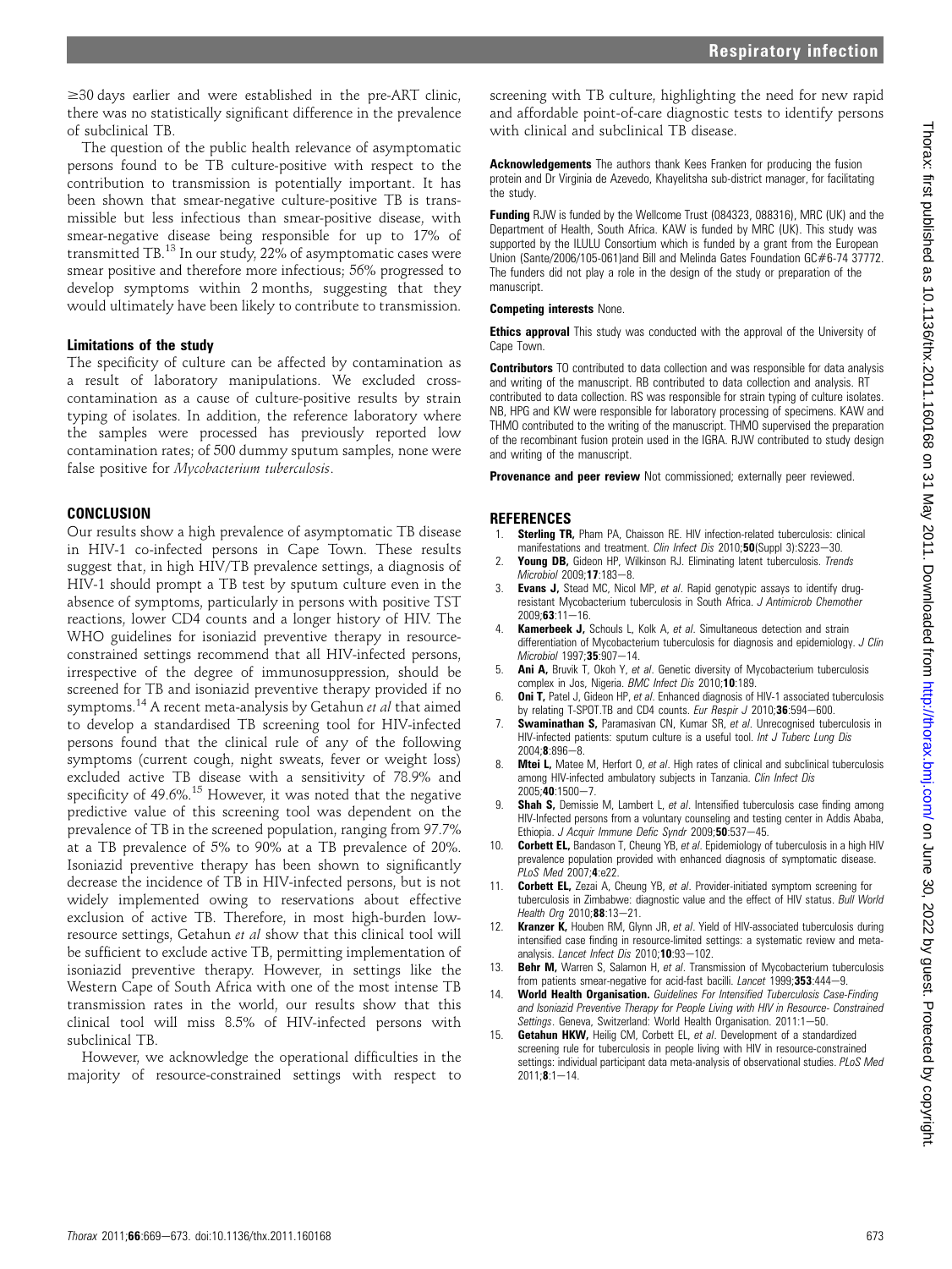≥30 days earlier and were established in the pre-ART clinic, there was no statistically significant difference in the prevalence of subclinical TB.

The question of the public health relevance of asymptomatic persons found to be TB culture-positive with respect to the contribution to transmission is potentially important. It has been shown that smear-negative culture-positive TB is transmissible but less infectious than smear-positive disease, with smear-negative disease being responsible for up to 17% of transmitted TB.[13] In our study, 22% of asymptomatic cases were smear positive and therefore more infectious; 56% progressed to develop symptoms within 2 months, suggesting that they would ultimately have been likely to contribute to transmission.

### Limitations of the study

The specificity of culture can be affected by contamination as a result of laboratory manipulations. We excluded cross-contamination as a cause of culture-positive results by strain typing of isolates. In addition, the reference laboratory where the samples were processed has previously reported low contamination rates; of 500 dummy sputum samples, none were false positive for *Mycobacterium tuberculosis*.

## CONCLUSION

Our results show a high prevalence of asymptomatic TB disease in HIV-1 co-infected persons in Cape Town. These results suggest that, in high HIV/TB prevalence settings, a diagnosis of HIV-1 should prompt a TB test by sputum culture even in the absence of symptoms, particularly in persons with positive TST reactions, lower CD4 counts and a longer history of HIV. The WHO guidelines for isoniazid preventive therapy in resource-constrained settings recommend that all HIV-infected persons, irrespective of the degree of immunosuppression, should be screened for TB and isoniazid preventive therapy provided if no symptoms.[14] A recent meta-analysis by Getahun *et al* that aimed to develop a standardised TB screening tool for HIV-infected persons found that the clinical rule of any of the following symptoms (current cough, night sweats, fever or weight loss) excluded active TB disease with a sensitivity of 78.9% and specificity of 49.6%.[15] However, it was noted that the negative predictive value of this screening tool was dependent on the prevalence of TB in the screened population, ranging from 97.7% at a TB prevalence of 5% to 90% at a TB prevalence of 20%. Isoniazid preventive therapy has been shown to significantly decrease the incidence of TB in HIV-infected persons, but is not widely implemented owing to reservations about effective exclusion of active TB. Therefore, in most high-burden low-resource settings, Getahun *et al* show that this clinical tool will be sufficient to exclude active TB, permitting implementation of isoniazid preventive therapy. However, in settings like the Western Cape of South Africa with one of the most intense TB transmission rates in the world, our results show that this clinical tool will miss 8.5% of HIV-infected persons with subclinical TB.

However, we acknowledge the operational difficulties in the majority of resource-constrained settings with respect to screening with TB culture, highlighting the need for new rapid and affordable point-of-care diagnostic tests to identify persons with clinical and subclinical TB disease.

**Acknowledgements** The authors thank Kees Franken for producing the fusion protein and Dr Virginia de Azevedo, Khayelitsha sub-district manager, for facilitating the study.

**Funding** RJW is funded by the Wellcome Trust (084323, 088316), MRC (UK) and the Department of Health, South Africa. KAW is funded by MRC (UK). This study was supported by the ILULU Consortium which is funded by a grant from the European Union (Sante/2006/105-061)and Bill and Melinda Gates Foundation GC#6-74 37772. The funders did not play a role in the design of the study or preparation of the manuscript.

**Competing interests** None.

**Ethics approval** This study was conducted with the approval of the University of Cape Town.

**Contributors** TO contributed to data collection and was responsible for data analysis and writing of the manuscript. RB contributed to data collection and analysis. RT contributed to data collection. RS was responsible for strain typing of culture isolates. NB, HPG and KW were responsible for laboratory processing of specimens. KAW and THMO contributed to the writing of the manuscript. THMO supervised the preparation of the recombinant fusion protein used in the IGRA. RJW contributed to study design and writing of the manuscript.

**Provenance and peer review** Not commissioned; externally peer reviewed.

## REFERENCES

1. **Sterling TR,** Pham PA, Chaisson RE. HIV infection-related tuberculosis: clinical manifestations and treatment. *Clin Infect Dis* 2010;**50**(Suppl 3):S223–30.
2. **Young DB,** Gideon HP, Wilkinson RJ. Eliminating latent tuberculosis. *Trends Microbiol* 2009;**17**:183–8.
3. **Evans J,** Stead MC, Nicol MP, *et al*. Rapid genotypic assays to identify drug-resistant Mycobacterium tuberculosis in South Africa. *J Antimicrob Chemother* 2009;**63**:11–16.
4. **Kamerbeek J,** Schouls L, Kolk A, *et al*. Simultaneous detection and strain differentiation of Mycobacterium tuberculosis for diagnosis and epidemiology. *J Clin Microbiol* 1997;**35**:907–14.
5. **Ani A,** Bruvik T, Okoh Y, *et al*. Genetic diversity of Mycobacterium tuberculosis complex in Jos, Nigeria. *BMC Infect Dis* 2010;**10**:189.
6. **Oni T,** Patel J, Gideon HP, *et al*. Enhanced diagnosis of HIV-1 associated tuberculosis by relating T-SPOT.TB and CD4 counts. *Eur Respir J* 2010;**36**:594–600.
7. **Swaminathan S,** Paramasivan CN, Kumar SR, *et al*. Unrecognised tuberculosis in HIV-infected patients: sputum culture is a useful tool. *Int J Tuberc Lung Dis* 2004;**8**:896–8.
8. **Mtei L,** Matee M, Herfort O, *et al*. High rates of clinical and subclinical tuberculosis among HIV-infected ambulatory subjects in Tanzania. *Clin Infect Dis* 2005;**40**:1500–7.
9. **Shah S,** Demissie M, Lambert L, *et al*. Intensified tuberculosis case finding among HIV-Infected persons from a voluntary counseling and testing center in Addis Ababa, Ethiopia. *J Acquir Immune Defic Syndr* 2009;**50**:537–45.
10. **Corbett EL,** Bandason T, Cheung YB, *et al*. Epidemiology of tuberculosis in a high HIV prevalence population provided with enhanced diagnosis of symptomatic disease. *PLoS Med* 2007;**4**:e22.
11. **Corbett EL,** Zezai A, Cheung YB, *et al*. Provider-initiated symptom screening for tuberculosis in Zimbabwe: diagnostic value and the effect of HIV status. *Bull World Health Org* 2010;**88**:13–21.
12. **Kranzer K,** Houben RM, Glynn JR, *et al*. Yield of HIV-associated tuberculosis during intensified case finding in resource-limited settings: a systematic review and meta-analysis. *Lancet Infect Dis* 2010;**10**:93–102.
13. **Behr M,** Warren S, Salamon H, *et al*. Transmission of Mycobacterium tuberculosis from patients smear-negative for acid-fast bacilli. *Lancet* 1999;**353**:444–9.
14. **World Health Organisation.** *Guidelines For Intensified Tuberculosis Case-Finding and Isoniazid Preventive Therapy for People Living with HIV in Resource- Constrained Settings*. Geneva, Switzerland: World Health Organisation. 2011:1–50.
15. **Getahun HKW,** Heilig CM, Corbett EL, *et al*. Development of a standardized screening rule for tuberculosis in people living with HIV in resource-constrained settings: individual participant data meta-analysis of observational studies. *PLoS Med* 2011;**8**:1–14.